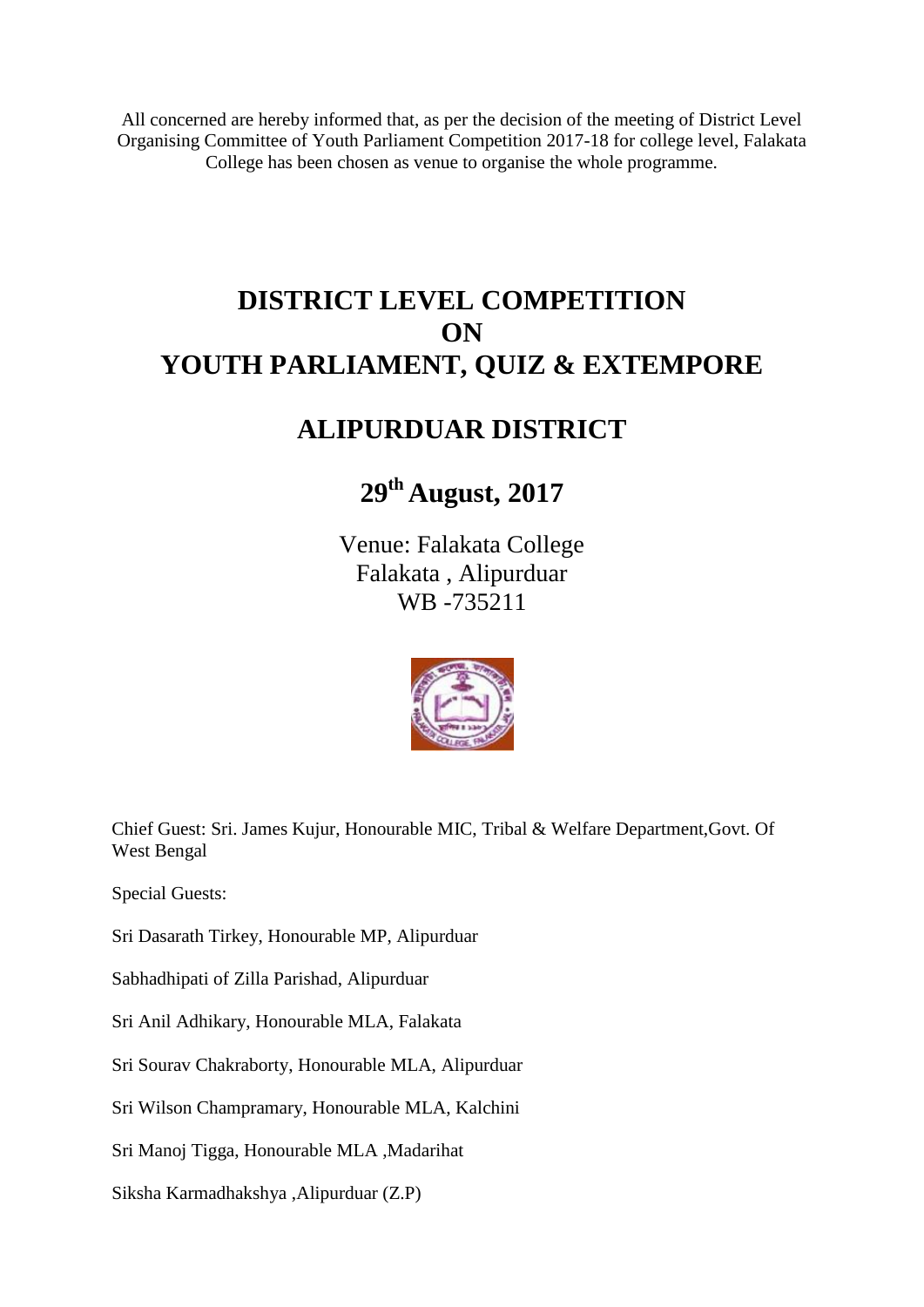All concerned are hereby informed that, as per the decision of the meeting of District Level Organising Committee of Youth Parliament Competition 2017-18 for college level, Falakata College has been chosen as venue to organise the whole programme.

# DISTRICT LEVEL COMPETITION ON YOUTH PARLIAMENT, QUIZ & EXTEMPORE

## ALIPURDUAR DISTRICT

## 29th August, 2017

Venue: Falakata College
Falakata , Alipurduar
WB -735211

Chief Guest: Sri. James Kujur, Honourable MIC, Tribal & Welfare Department,Govt. Of West Bengal

Special Guests:

Sri Dasarath Tirkey, Honourable MP, Alipurduar

Sabhadhipati of Zilla Parishad, Alipurduar

Sri Anil Adhikary, Honourable MLA, Falakata

Sri Sourav Chakraborty, Honourable MLA, Alipurduar

Sri Wilson Champramary, Honourable MLA, Kalchini

Sri Manoj Tigga, Honourable MLA ,Madarihat

Siksha Karmadhakshya ,Alipurduar (Z.P)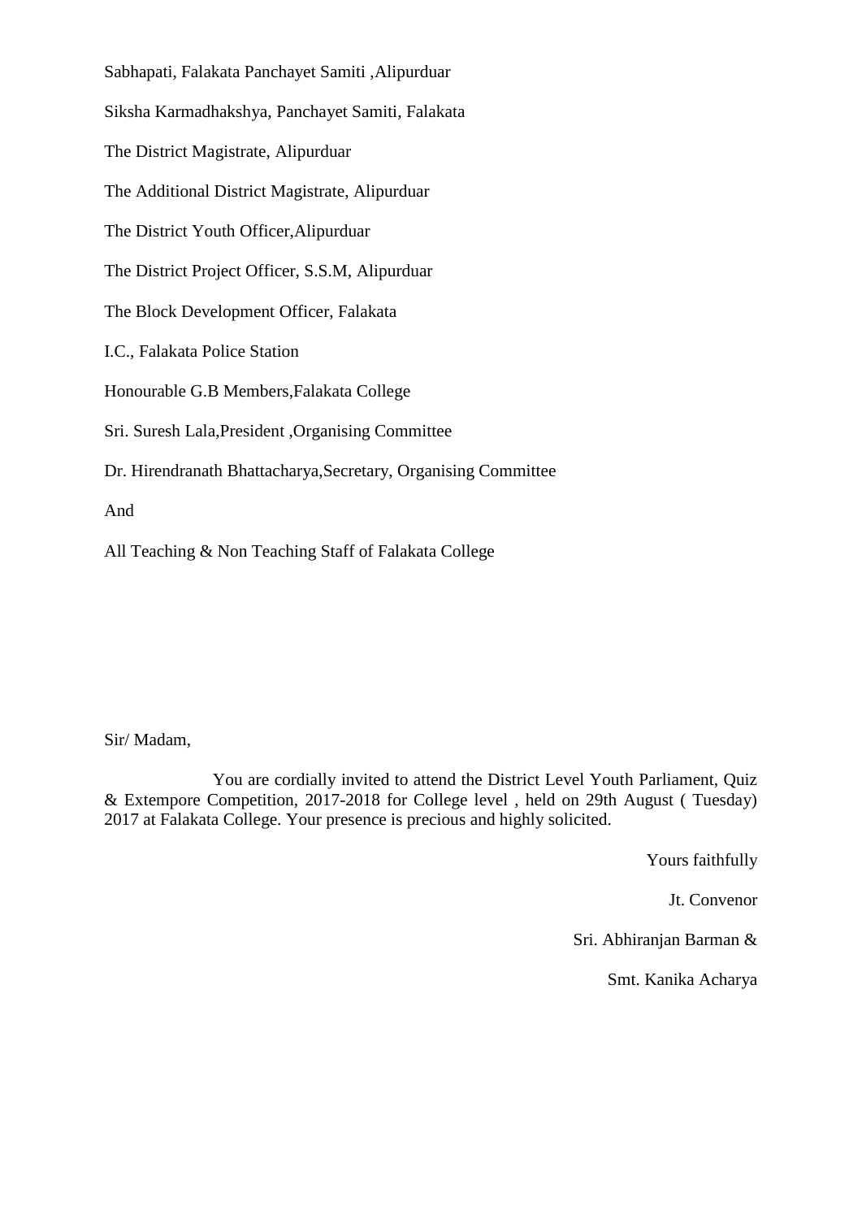Sabhapati, Falakata Panchayet Samiti ,Alipurduar

Siksha Karmadhakshya, Panchayet Samiti, Falakata

The District Magistrate, Alipurduar

The Additional District Magistrate, Alipurduar

The District Youth Officer,Alipurduar

The District Project Officer, S.S.M, Alipurduar

The Block Development Officer, Falakata

I.C., Falakata Police Station

Honourable G.B Members,Falakata College

Sri. Suresh Lala,President ,Organising Committee

Dr. Hirendranath Bhattacharya,Secretary, Organising Committee

And

All Teaching & Non Teaching Staff of Falakata College

Sir/ Madam,

You are cordially invited to attend the District Level Youth Parliament, Quiz & Extempore Competition, 2017-2018 for College level , held on 29th August ( Tuesday) 2017 at Falakata College. Your presence is precious and highly solicited.

Yours faithfully

Jt. Convenor

Sri. Abhiranjan Barman &

Smt. Kanika Acharya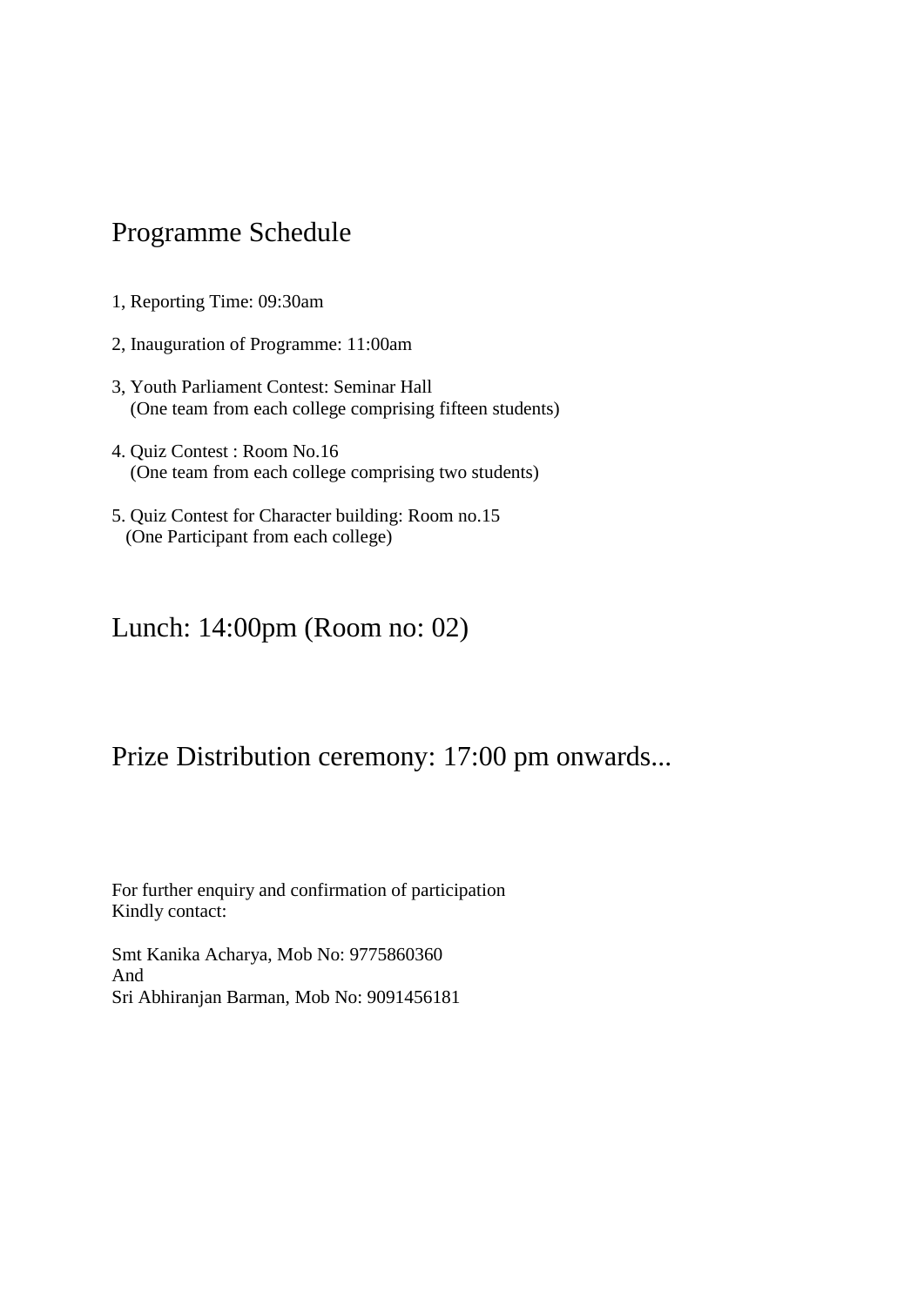# Programme Schedule

1, Reporting Time: 09:30am

2, Inauguration of Programme: 11:00am

3, Youth Parliament Contest: Seminar Hall
(One team from each college comprising fifteen students)

4. Quiz Contest : Room No.16
(One team from each college comprising two students)

5. Quiz Contest for Character building: Room no.15
(One Participant from each college)

# Lunch: 14:00pm (Room no: 02)

# Prize Distribution ceremony: 17:00 pm onwards...

For further enquiry and confirmation of participation
Kindly contact:

Smt Kanika Acharya, Mob No: 9775860360
And
Sri Abhiranjan Barman, Mob No: 9091456181